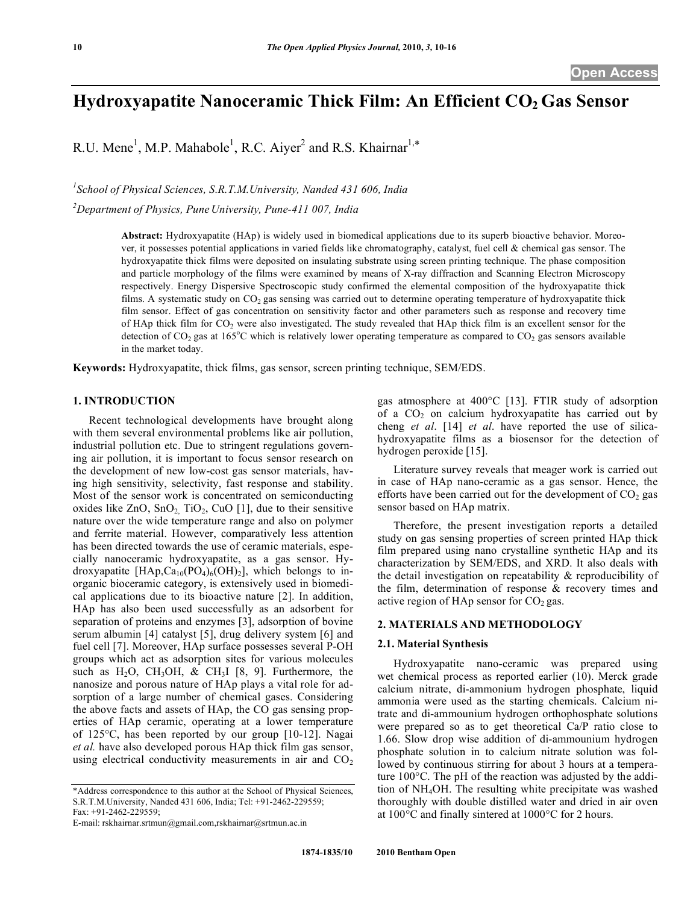# Hydroxyapatite Nanoceramic Thick Film: An Efficient $CO_2$ Gas Sensor

R.U. Mene[1], M.P. Mahabole[1], R.C. Aiyer[2] and R.S. Khairnar[1,*]

[1]School of Physical Sciences, S.R.T.M.University, Nanded 431 606, India

[2]Department of Physics, Pune University, Pune-411 007, India

**Abstract:** Hydroxyapatite (HAp) is widely used in biomedical applications due to its superb bioactive behavior. Moreover, it possesses potential applications in varied fields like chromatography, catalyst, fuel cell & chemical gas sensor. The hydroxyapatite thick films were deposited on insulating substrate using screen printing technique. The phase composition and particle morphology of the films were examined by means of X-ray diffraction and Scanning Electron Microscopy respectively. Energy Dispersive Spectroscopic study confirmed the elemental composition of the hydroxyapatite thick films. A systematic study on $CO_2$ gas sensing was carried out to determine operating temperature of hydroxyapatite thick film sensor. Effect of gas concentration on sensitivity factor and other parameters such as response and recovery time of HAp thick film for $CO_2$ were also investigated. The study revealed that HAp thick film is an excellent sensor for the detection of $CO_2$ gas at 165°C which is relatively lower operating temperature as compared to $CO_2$ gas sensors available in the market today.

**Keywords:** Hydroxyapatite, thick films, gas sensor, screen printing technique, SEM/EDS.

## 1. INTRODUCTION

Recent technological developments have brought along with them several environmental problems like air pollution, industrial pollution etc. Due to stringent regulations governing air pollution, it is important to focus sensor research on the development of new low-cost gas sensor materials, having high sensitivity, selectivity, fast response and stability. Most of the sensor work is concentrated on semiconducting oxides like ZnO, $SnO_2$, $TiO_2$, CuO [1], due to their sensitive nature over the wide temperature range and also on polymer and ferrite material. However, comparatively less attention has been directed towards the use of ceramic materials, especially nanoceramic hydroxyapatite, as a gas sensor. Hydroxyapatite [HAp,$Ca_{10}(PO_4)_6(OH)_2$], which belongs to inorganic bioceramic category, is extensively used in biomedical applications due to its bioactive nature [2]. In addition, HAp has also been used successfully as an adsorbent for separation of proteins and enzymes [3], adsorption of bovine serum albumin [4] catalyst [5], drug delivery system [6] and fuel cell [7]. Moreover, HAp surface possesses several P-OH groups which act as adsorption sites for various molecules such as $H_2O$, $CH_3OH$, & $CH_3I$ [8, 9]. Furthermore, the nanosize and porous nature of HAp plays a vital role for adsorption of a large number of chemical gases. Considering the above facts and assets of HAp, the CO gas sensing properties of HAp ceramic, operating at a lower temperature of 125°C, has been reported by our group [10-12]. Nagai *et al.* have also developed porous HAp thick film gas sensor, using electrical conductivity measurements in air and $CO_2$ gas atmosphere at 400°C [13]. FTIR study of adsorption of a $CO_2$ on calcium hydroxyapatite has carried out by cheng *et al*. [14] *et al*. have reported the use of silica-hydroxyapatite films as a biosensor for the detection of hydrogen peroxide [15].

Literature survey reveals that meager work is carried out in case of HAp nano-ceramic as a gas sensor. Hence, the efforts have been carried out for the development of $CO_2$ gas sensor based on HAp matrix.

Therefore, the present investigation reports a detailed study on gas sensing properties of screen printed HAp thick film prepared using nano crystalline synthetic HAp and its characterization by SEM/EDS, and XRD. It also deals with the detail investigation on repeatability & reproducibility of the film, determination of response & recovery times and active region of HAp sensor for $CO_2$ gas.

## 2. MATERIALS AND METHODOLOGY

### 2.1. Material Synthesis

Hydroxyapatite nano-ceramic was prepared using wet chemical process as reported earlier (10). Merck grade calcium nitrate, di-ammonium hydrogen phosphate, liquid ammonia were used as the starting chemicals. Calcium nitrate and di-ammounium hydrogen orthophosphate solutions were prepared so as to get theoretical Ca/P ratio close to 1.66. Slow drop wise addition of di-ammounium hydrogen phosphate solution in to calcium nitrate solution was followed by continuous stirring for about 3 hours at a temperature 100°C. The pH of the reaction was adjusted by the addition of $NH_4OH$. The resulting white precipitate was washed thoroughly with double distilled water and dried in air oven at 100°C and finally sintered at 1000°C for 2 hours.

*Address correspondence to this author at the School of Physical Sciences, S.R.T.M.University, Nanded 431 606, India; Tel: +91-2462-229559; Fax: +91-2462-229559;
E-mail: rskhairnar.srtmun@gmail.com,rskhairnar@srtmun.ac.in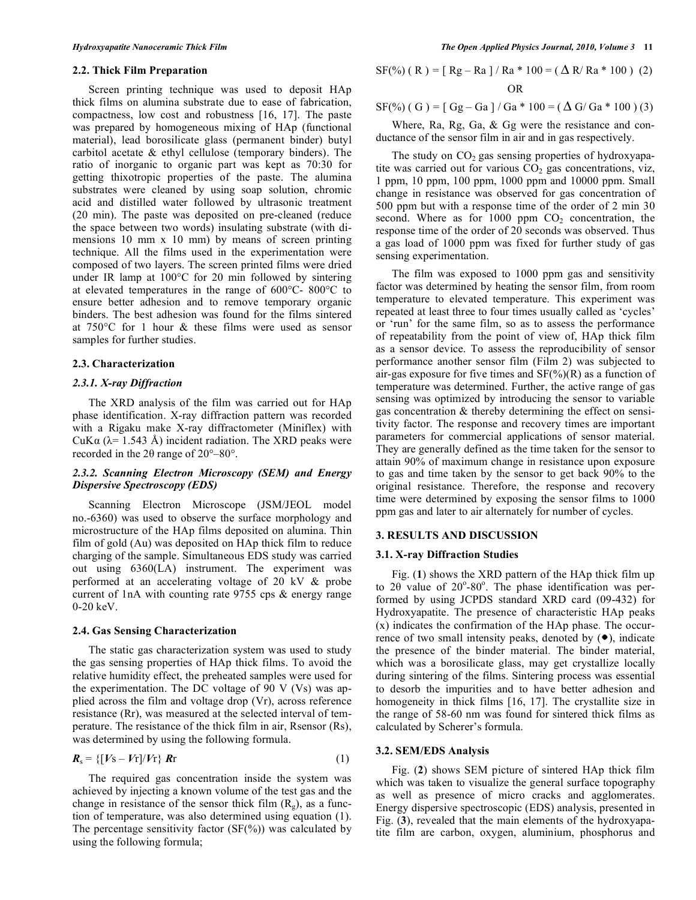### 2.2. Thick Film Preparation

Screen printing technique was used to deposit HAp thick films on alumina substrate due to ease of fabrication, compactness, low cost and robustness [16, 17]. The paste was prepared by homogeneous mixing of HAp (functional material), lead borosilicate glass (permanent binder) butyl carbitol acetate & ethyl cellulose (temporary binders). The ratio of inorganic to organic part was kept as 70:30 for getting thixotropic properties of the paste. The alumina substrates were cleaned by using soap solution, chromic acid and distilled water followed by ultrasonic treatment (20 min). The paste was deposited on pre-cleaned (reduce the space between two words) insulating substrate (with dimensions 10 mm x 10 mm) by means of screen printing technique. All the films used in the experimentation were composed of two layers. The screen printed films were dried under IR lamp at 100°C for 20 min followed by sintering at elevated temperatures in the range of 600°C- 800°C to ensure better adhesion and to remove temporary organic binders. The best adhesion was found for the films sintered at 750°C for 1 hour & these films were used as sensor samples for further studies.

### 2.3. Characterization

#### *2.3.1. X-ray Diffraction*

The XRD analysis of the film was carried out for HAp phase identification. X-ray diffraction pattern was recorded with a Rigaku make X-ray diffractometer (Miniflex) with CuKα (λ= 1.543 Å) incident radiation. The XRD peaks were recorded in the 2θ range of 20°–80°.

#### *2.3.2. Scanning Electron Microscopy (SEM) and Energy Dispersive Spectroscopy (EDS)*

Scanning Electron Microscope (JSM/JEOL model no.-6360) was used to observe the surface morphology and microstructure of the HAp films deposited on alumina. Thin film of gold (Au) was deposited on HAp thick film to reduce charging of the sample. Simultaneous EDS study was carried out using 6360(LA) instrument. The experiment was performed at an accelerating voltage of 20 kV & probe current of 1nA with counting rate 9755 cps & energy range 0-20 keV.

### 2.4. Gas Sensing Characterization

The static gas characterization system was used to study the gas sensing properties of HAp thick films. To avoid the relative humidity effect, the preheated samples were used for the experimentation. The DC voltage of 90 V (Vs) was applied across the film and voltage drop (Vr), across reference resistance (Rr), was measured at the selected interval of temperature. The resistance of the thick film in air, Rsensor (Rs), was determined by using the following formula.

$$\boldsymbol{R}_s = \{[\boldsymbol{V}s - \boldsymbol{V}r]/\boldsymbol{V}r\}\ \boldsymbol{R}r \qquad (1)$$

The required gas concentration inside the system was achieved by injecting a known volume of the test gas and the change in resistance of the sensor thick film ($R_g$), as a function of temperature, was also determined using equation (1). The percentage sensitivity factor (SF(%)) was calculated by using the following formula;

$$SF(\%)\ (R) = [\,Rg - Ra\,] / Ra * 100 = (\,\Delta R/ Ra * 100\,) \quad (2)$$

OR

$$SF(\%)\ (G) = [\,Gg - Ga\,] / Ga * 100 = (\,\Delta G/ Ga * 100\,) \quad (3)$$

Where, Ra, Rg, Ga, & Gg were the resistance and conductance of the sensor film in air and in gas respectively.

The study on $CO_2$ gas sensing properties of hydroxyapatite was carried out for various $CO_2$ gas concentrations, viz, 1 ppm, 10 ppm, 100 ppm, 1000 ppm and 10000 ppm. Small change in resistance was observed for gas concentration of 500 ppm but with a response time of the order of 2 min 30 second. Where as for 1000 ppm $CO_2$ concentration, the response time of the order of 20 seconds was observed. Thus a gas load of 1000 ppm was fixed for further study of gas sensing experimentation.

The film was exposed to 1000 ppm gas and sensitivity factor was determined by heating the sensor film, from room temperature to elevated temperature. This experiment was repeated at least three to four times usually called as 'cycles' or 'run' for the same film, so as to assess the performance of repeatability from the point of view of, HAp thick film as a sensor device. To assess the reproducibility of sensor performance another sensor film (Film 2) was subjected to air-gas exposure for five times and SF(%)(R) as a function of temperature was determined. Further, the active range of gas sensing was optimized by introducing the sensor to variable gas concentration & thereby determining the effect on sensitivity factor. The response and recovery times are important parameters for commercial applications of sensor material. They are generally defined as the time taken for the sensor to attain 90% of maximum change in resistance upon exposure to gas and time taken by the sensor to get back 90% to the original resistance. Therefore, the response and recovery time were determined by exposing the sensor films to 1000 ppm gas and later to air alternately for number of cycles.

## 3. RESULTS AND DISCUSSION

### 3.1. X-ray Diffraction Studies

Fig. (**1**) shows the XRD pattern of the HAp thick film up to 2θ value of 20°-80°. The phase identification was performed by using JCPDS standard XRD card (09-432) for Hydroxyapatite. The presence of characteristic HAp peaks (x) indicates the confirmation of the HAp phase. The occurrence of two small intensity peaks, denoted by (●), indicate the presence of the binder material. The binder material, which was a borosilicate glass, may get crystallize locally during sintering of the films. Sintering process was essential to desorb the impurities and to have better adhesion and homogeneity in thick films [16, 17]. The crystallite size in the range of 58-60 nm was found for sintered thick films as calculated by Scherer's formula.

### 3.2. SEM/EDS Analysis

Fig. (**2**) shows SEM picture of sintered HAp thick film which was taken to visualize the general surface topography as well as presence of micro cracks and agglomerates. Energy dispersive spectroscopic (EDS) analysis, presented in Fig. (**3**), revealed that the main elements of the hydroxyapatite film are carbon, oxygen, aluminium, phosphorus and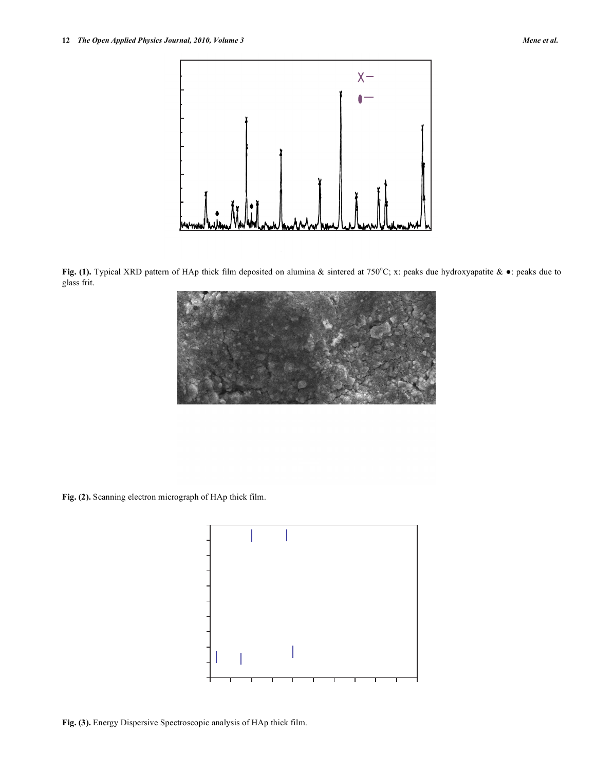**Fig. (1).** Typical XRD pattern of HAp thick film deposited on alumina & sintered at 750°C; x: peaks due hydroxyapatite & ●: peaks due to glass frit.

**Fig. (2).** Scanning electron micrograph of HAp thick film.

**Fig. (3).** Energy Dispersive Spectroscopic analysis of HAp thick film.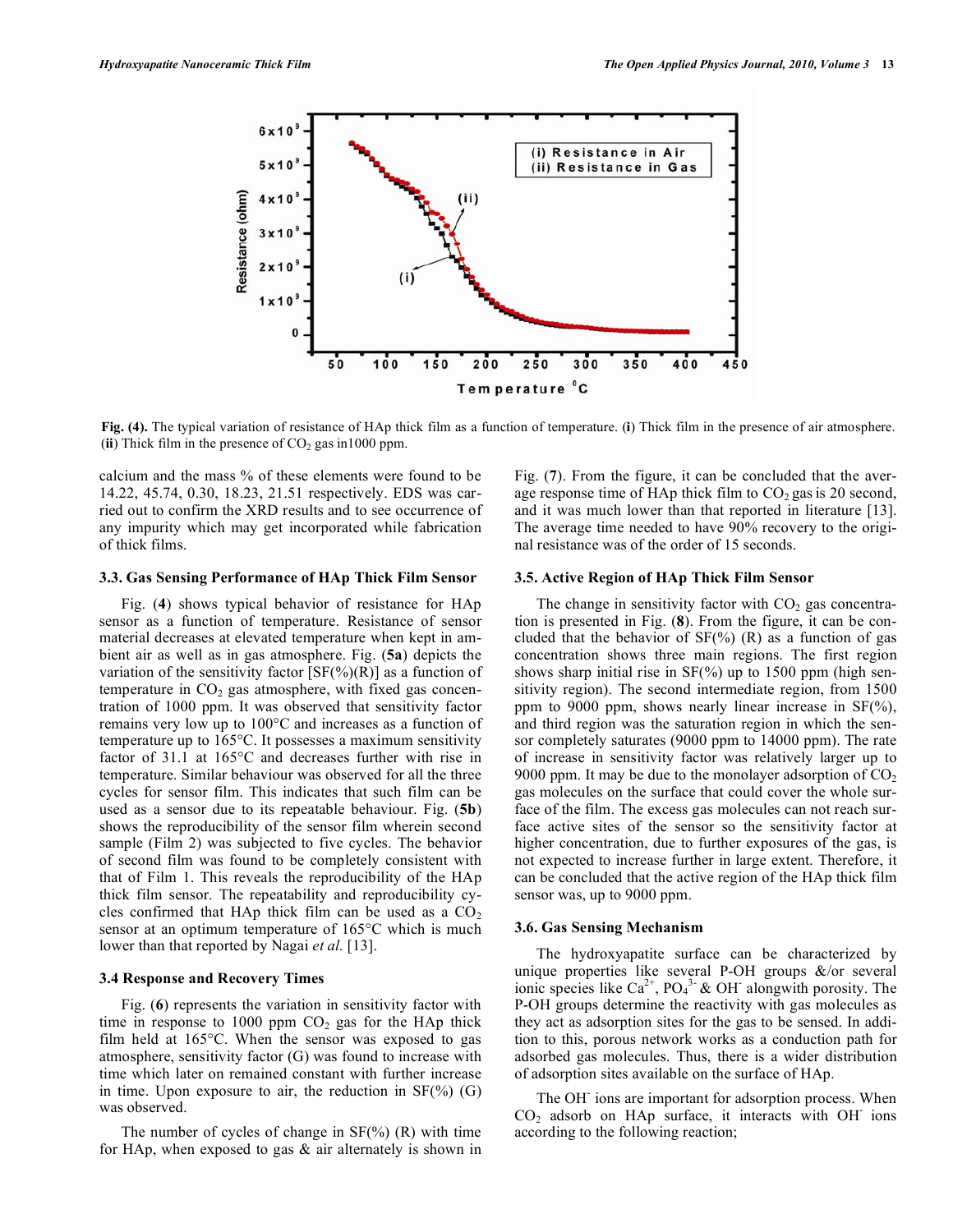Fig. (4). The typical variation of resistance of HAp thick film as a function of temperature. (i) Thick film in the presence of air atmosphere. (ii) Thick film in the presence of $CO_2$ gas in1000 ppm.

calcium and the mass % of these elements were found to be 14.22, 45.74, 0.30, 18.23, 21.51 respectively. EDS was carried out to confirm the XRD results and to see occurrence of any impurity which may get incorporated while fabrication of thick films.

### 3.3. Gas Sensing Performance of HAp Thick Film Sensor

Fig. (4) shows typical behavior of resistance for HAp sensor as a function of temperature. Resistance of sensor material decreases at elevated temperature when kept in ambient air as well as in gas atmosphere. Fig. (5a) depicts the variation of the sensitivity factor [SF(%)(R)] as a function of temperature in $CO_2$ gas atmosphere, with fixed gas concentration of 1000 ppm. It was observed that sensitivity factor remains very low up to 100°C and increases as a function of temperature up to 165°C. It possesses a maximum sensitivity factor of 31.1 at 165°C and decreases further with rise in temperature. Similar behaviour was observed for all the three cycles for sensor film. This indicates that such film can be used as a sensor due to its repeatable behaviour. Fig. (5b) shows the reproducibility of the sensor film wherein second sample (Film 2) was subjected to five cycles. The behavior of second film was found to be completely consistent with that of Film 1. This reveals the reproducibility of the HAp thick film sensor. The repeatability and reproducibility cycles confirmed that HAp thick film can be used as a $CO_2$ sensor at an optimum temperature of 165°C which is much lower than that reported by Nagai *et al.* [13].

### 3.4 Response and Recovery Times

Fig. (6) represents the variation in sensitivity factor with time in response to 1000 ppm $CO_2$ gas for the HAp thick film held at 165°C. When the sensor was exposed to gas atmosphere, sensitivity factor (G) was found to increase with time which later on remained constant with further increase in time. Upon exposure to air, the reduction in SF(%) (G) was observed.

The number of cycles of change in SF(%) (R) with time for HAp, when exposed to gas & air alternately is shown in Fig. (7). From the figure, it can be concluded that the average response time of HAp thick film to $CO_2$ gas is 20 second, and it was much lower than that reported in literature [13]. The average time needed to have 90% recovery to the original resistance was of the order of 15 seconds.

### 3.5. Active Region of HAp Thick Film Sensor

The change in sensitivity factor with $CO_2$ gas concentration is presented in Fig. (8). From the figure, it can be concluded that the behavior of SF(%) (R) as a function of gas concentration shows three main regions. The first region shows sharp initial rise in SF(%) up to 1500 ppm (high sensitivity region). The second intermediate region, from 1500 ppm to 9000 ppm, shows nearly linear increase in SF(%), and third region was the saturation region in which the sensor completely saturates (9000 ppm to 14000 ppm). The rate of increase in sensitivity factor was relatively larger up to 9000 ppm. It may be due to the monolayer adsorption of $CO_2$ gas molecules on the surface that could cover the whole surface of the film. The excess gas molecules can not reach surface active sites of the sensor so the sensitivity factor at higher concentration, due to further exposures of the gas, is not expected to increase further in large extent. Therefore, it can be concluded that the active region of the HAp thick film sensor was, up to 9000 ppm.

### 3.6. Gas Sensing Mechanism

The hydroxyapatite surface can be characterized by unique properties like several P-OH groups &/or several ionic species like $Ca^{2+}$, $PO_4^{3-}$ & $OH^-$ alongwith porosity. The P-OH groups determine the reactivity with gas molecules as they act as adsorption sites for the gas to be sensed. In addition to this, porous network works as a conduction path for adsorbed gas molecules. Thus, there is a wider distribution of adsorption sites available on the surface of HAp.

The $OH^-$ ions are important for adsorption process. When $CO_2$ adsorb on HAp surface, it interacts with $OH^-$ ions according to the following reaction;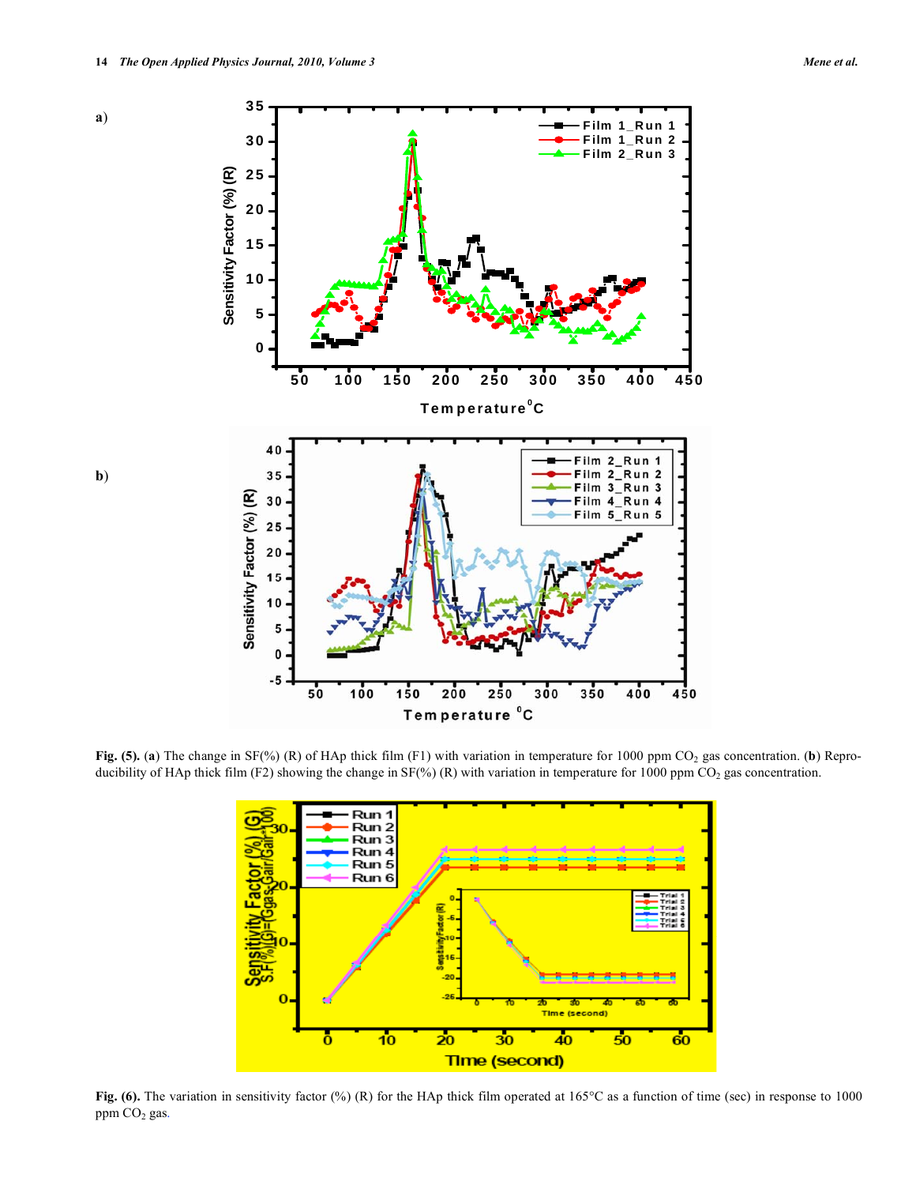**Fig. (5).** (**a**) The change in SF(%) (R) of HAp thick film (F1) with variation in temperature for 1000 ppm $CO_2$ gas concentration. (**b**) Reproducibility of HAp thick film (F2) showing the change in SF(%) (R) with variation in temperature for 1000 ppm $CO_2$ gas concentration.

**Fig. (6).** The variation in sensitivity factor (%) (R) for the HAp thick film operated at 165°C as a function of time (sec) in response to 1000 ppm $CO_2$ gas.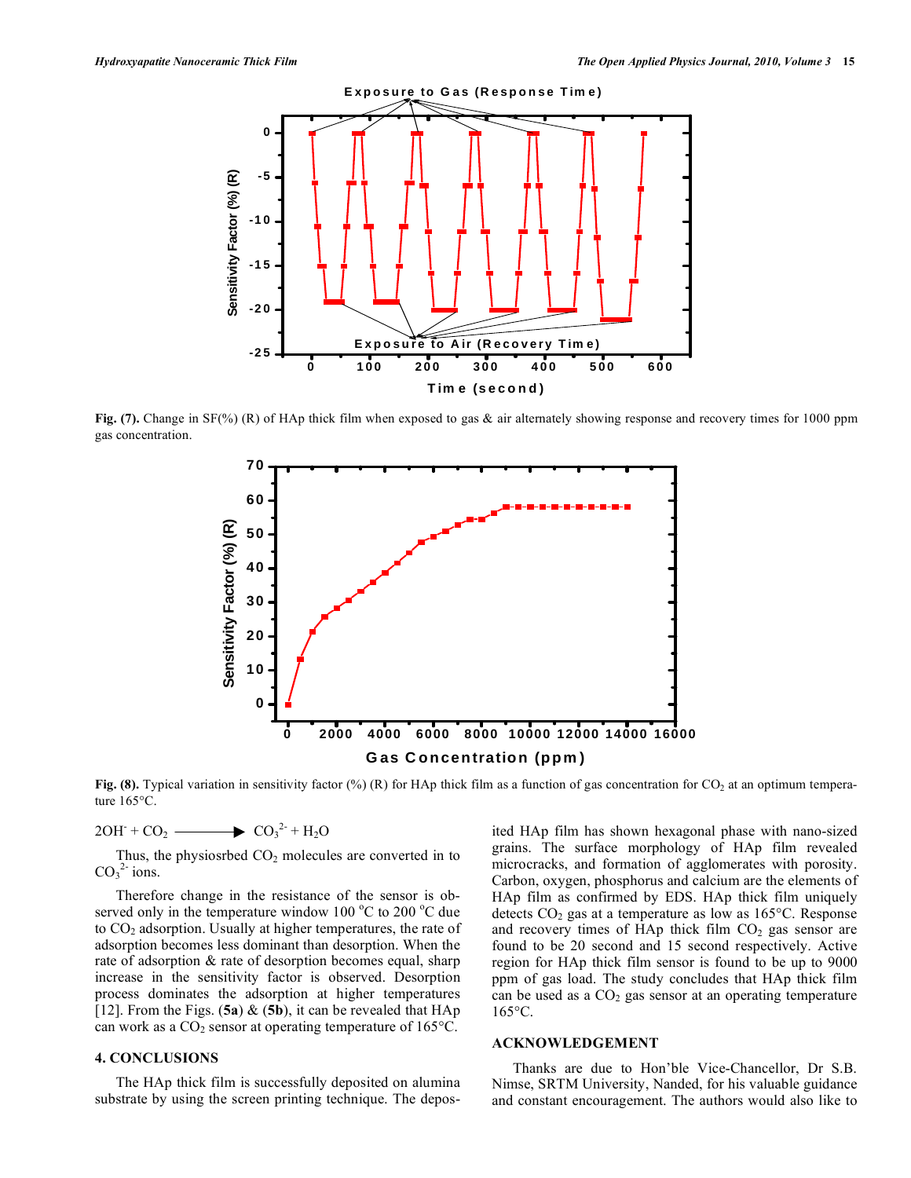Fig. (7). Change in SF(%) (R) of HAp thick film when exposed to gas & air alternately showing response and recovery times for 1000 ppm gas concentration.

Fig. (8). Typical variation in sensitivity factor (%) (R) for HAp thick film as a function of gas concentration for $CO_2$ at an optimum temperature 165°C.

$$2OH^- + CO_2 \longrightarrow CO_3^{2-} + H_2O$$

Thus, the physiosrbed $CO_2$ molecules are converted in to $CO_3^{2-}$ ions.

Therefore change in the resistance of the sensor is observed only in the temperature window 100 °C to 200 °C due to $CO_2$ adsorption. Usually at higher temperatures, the rate of adsorption becomes less dominant than desorption. When the rate of adsorption & rate of desorption becomes equal, sharp increase in the sensitivity factor is observed. Desorption process dominates the adsorption at higher temperatures [12]. From the Figs. (**5a**) & (**5b**), it can be revealed that HAp can work as a $CO_2$ sensor at operating temperature of 165°C.

## 4. CONCLUSIONS

The HAp thick film is successfully deposited on alumina substrate by using the screen printing technique. The deposited HAp film has shown hexagonal phase with nano-sized grains. The surface morphology of HAp film revealed microcracks, and formation of agglomerates with porosity. Carbon, oxygen, phosphorus and calcium are the elements of HAp film as confirmed by EDS. HAp thick film uniquely detects $CO_2$ gas at a temperature as low as 165°C. Response and recovery times of HAp thick film $CO_2$ gas sensor are found to be 20 second and 15 second respectively. Active region for HAp thick film sensor is found to be up to 9000 ppm of gas load. The study concludes that HAp thick film can be used as a $CO_2$ gas sensor at an operating temperature 165°C.

## ACKNOWLEDGEMENT

Thanks are due to Hon'ble Vice-Chancellor, Dr S.B. Nimse, SRTM University, Nanded, for his valuable guidance and constant encouragement. The authors would also like to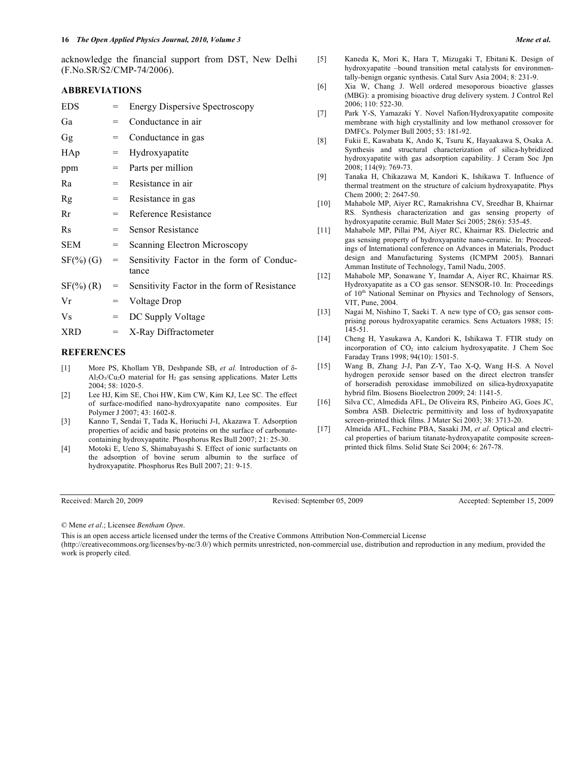acknowledge the financial support from DST, New Delhi (F.No.SR/S2/CMP-74/2006).

## ABBREVIATIONS

| | | |
|---|---|---|
| EDS | = | Energy Dispersive Spectroscopy |
| Ga | = | Conductance in air |
| Gg | = | Conductance in gas |
| HAp | = | Hydroxyapatite |
| ppm | = | Parts per million |
| Ra | = | Resistance in air |
| Rg | = | Resistance in gas |
| Rr | = | Reference Resistance |
| Rs | = | Sensor Resistance |
| SEM | = | Scanning Electron Microscopy |
| SF(%) (G) | = | Sensitivity Factor in the form of Conductance |
| SF(%) (R) | = | Sensitivity Factor in the form of Resistance |
| Vr | = | Voltage Drop |
| Vs | = | DC Supply Voltage |
| XRD | = | X-Ray Diffractometer |

## REFERENCES

[1] More PS, Khollam YB, Deshpande SB, *et al.* Introduction of δ-$Al_2O_3/Cu_2O$ material for $H_2$ gas sensing applications. Mater Letts 2004; 58: 1020-5.

[2] Lee HJ, Kim SE, Choi HW, Kim CW, Kim KJ, Lee SC. The effect of surface-modified nano-hydroxyapatite nano composites. Eur Polymer J 2007; 43: 1602-8.

[3] Kanno T, Sendai T, Tada K, Horiuchi J-I, Akazawa T. Adsorption properties of acidic and basic proteins on the surface of carbonate-containing hydroxyapatite. Phosphorus Res Bull 2007; 21: 25-30.

[4] Motoki E, Ueno S, Shimabayashi S. Effect of ionic surfactants on the adsorption of bovine serum albumin to the surface of hydroxyapatite. Phosphorus Res Bull 2007; 21: 9-15.

[5] Kaneda K, Mori K, Hara T, Mizugaki T, Ebitani K. Design of hydroxyapatite –bound transition metal catalysts for environmentally-benign organic synthesis. Catal Surv Asia 2004; 8: 231-9.

[6] Xia W, Chang J. Well ordered mesoporous bioactive glasses (MBG): a promising bioactive drug delivery system. J Control Rel 2006; 110: 522-30.

[7] Park Y-S, Yamazaki Y. Novel Nafion/Hydroxyapatite composite membrane with high crystallinity and low methanol crossover for DMFCs. Polymer Bull 2005; 53: 181-92.

[8] Fukii E, Kawabata K, Ando K, Tsuru K, Hayaakawa S, Osaka A. Synthesis and structural characterization of silica-hybridized hydroxyapatite with gas adsorption capability. J Ceram Soc Jpn 2008; 114(9): 769-73.

[9] Tanaka H, Chikazawa M, Kandori K, Ishikawa T. Influence of thermal treatment on the structure of calcium hydroxyapatite. Phys Chem 2000; 2: 2647-50.

[10] Mahabole MP, Aiyer RC, Ramakrishna CV, Sreedhar B, Khairnar RS. Synthesis characterization and gas sensing property of hydroxyapatite ceramic. Bull Mater Sci 2005; 28(6): 535-45.

[11] Mahabole MP, Pillai PM, Aiyer RC, Khairnar RS. Dielectric and gas sensing property of hydroxyapatite nano-ceramic. In: Proceedings of International conference on Advances in Materials, Product design and Manufacturing Systems (ICMPM 2005). Bannari Amman Institute of Technology, Tamil Nadu, 2005.

[12] Mahabole MP, Sonawane Y, Inamdar A, Aiyer RC, Khairnar RS. Hydroxyapatite as a CO gas sensor. SENSOR-10. In: Proceedings of 10th National Seminar on Physics and Technology of Sensors, VIT, Pune, 2004.

[13] Nagai M, Nishino T, Saeki T. A new type of $CO_2$ gas sensor comprising porous hydroxyapatite ceramics. Sens Actuators 1988; 15: 145-51.

[14] Cheng H, Yasukawa A, Kandori K, Ishikawa T. FTIR study on incorporation of $CO_2$ into calcium hydroxyapatite. J Chem Soc Faraday Trans 1998; 94(10): 1501-5.

[15] Wang B, Zhang J-J, Pan Z-Y, Tao X-Q, Wang H-S. A Novel hydrogen peroxide sensor based on the direct electron transfer of horseradish peroxidase immobilized on silica-hydroxyapatite hybrid film. Biosens Bioelectron 2009; 24: 1141-5.

[16] Silva CC, Almedida AFL, De Oliveira RS, Pinheiro AG, Goes JC, Sombra ASB. Dielectric permittivity and loss of hydroxyapatite screen-printed thick films. J Mater Sci 2003; 38: 3713-20.

[17] Almeida AFL, Fechine PBA, Sasaki JM, *et al*. Optical and electrical properties of barium titanate-hydroxyapatite composite screen-printed thick films. Solid State Sci 2004; 6: 267-78.

Received: March 20, 2009 Revised: September 05, 2009 Accepted: September 15, 2009

© Mene *et al*.; Licensee *Bentham Open*.

This is an open access article licensed under the terms of the Creative Commons Attribution Non-Commercial License (http://creativecommons.org/licenses/by-nc/3.0/) which permits unrestricted, non-commercial use, distribution and reproduction in any medium, provided the work is properly cited.